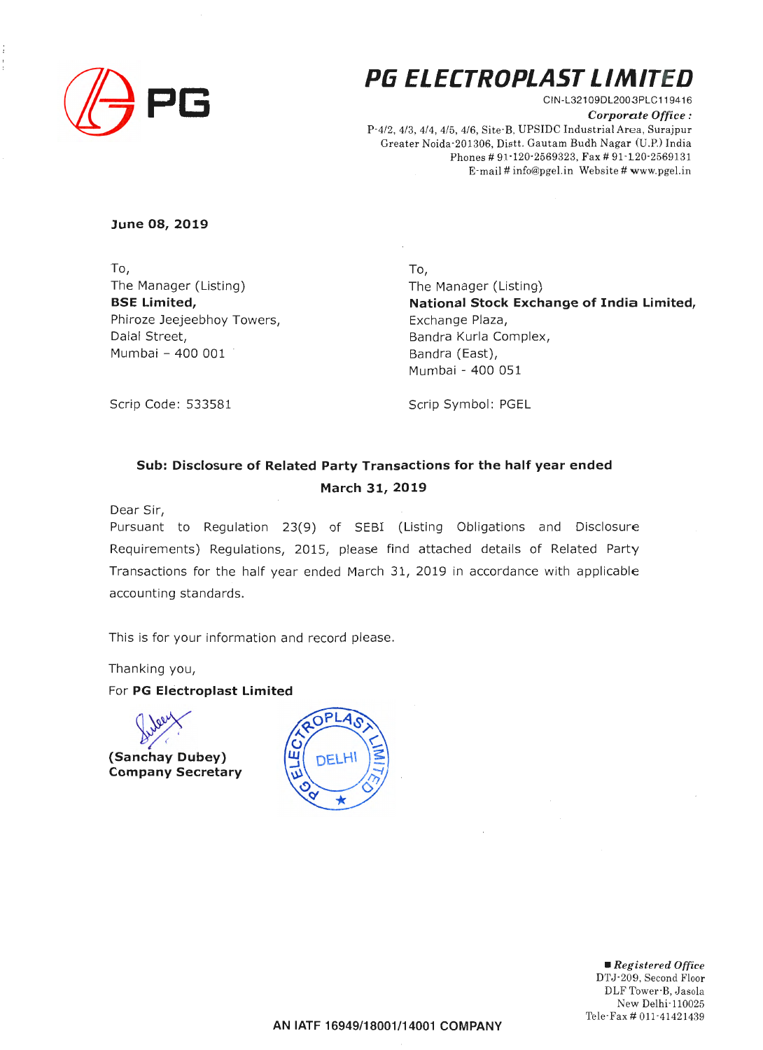# PG ELECTROPLAST LIMITED

CIN-L32109DL2003PLC119416

***Corporate Office :***

P-4/2, 4/3, 4/4, 4/5, 4/6, Site-B, UPSIDC Industrial Area, Surajpur
Greater Noida-201306, Distt. Gautam Budh Nagar (U.P.) India
Phones # 91-120-2569323, Fax # 91-120-2569131
E-mail # info@pgel.in Website # www.pgel.in

**June 08, 2019**

To,
The Manager (Listing)
**BSE Limited,**
Phiroze Jeejeebhoy Towers,
Dalal Street,
Mumbai – 400 001

Scrip Code: 533581

To,
The Manager (Listing)
**National Stock Exchange of India Limited,**
Exchange Plaza,
Bandra Kurla Complex,
Bandra (East),
Mumbai - 400 051

Scrip Symbol: PGEL

**Sub: Disclosure of Related Party Transactions for the half year ended March 31, 2019**

Dear Sir,

Pursuant to Regulation 23(9) of SEBI (Listing Obligations and Disclosure Requirements) Regulations, 2015, please find attached details of Related Party Transactions for the half year ended March 31, 2019 in accordance with applicable accounting standards.

This is for your information and record please.

Thanking you,

For **PG Electroplast Limited**

**(Sanchay Dubey)**
**Company Secretary**

***Registered Office***
DTJ-209, Second Floor
DLF Tower-B, Jasola
New Delhi-110025
Tele-Fax # 011-41421439

AN IATF 16949/18001/14001 COMPANY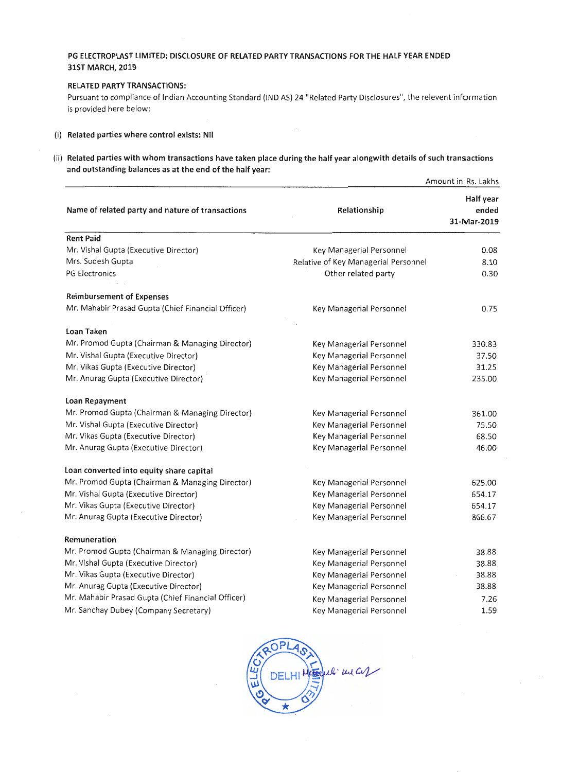**PG ELECTROPLAST LIMITED: DISCLOSURE OF RELATED PARTY TRANSACTIONS FOR THE HALF YEAR ENDED 31ST MARCH, 2019**

**RELATED PARTY TRANSACTIONS:**

Pursuant to compliance of Indian Accounting Standard (IND AS) 24 "Related Party Disclosures", the relevent information is provided here below:

(i) **Related parties where control exists: Nil**

(ii) **Related parties with whom transactions have taken place during the half year alongwith details of such transactions and outstanding balances as at the end of the half year:**

Amount in Rs. Lakhs

| Name of related party and nature of transactions | Relationship | Half year ended 31-Mar-2019 |
|---|---|---|
| **Rent Paid** | | |
| Mr. Vishal Gupta (Executive Director) | Key Managerial Personnel | 0.08 |
| Mrs. Sudesh Gupta | Relative of Key Managerial Personnel | 8.10 |
| PG Electronics | Other related party | 0.30 |
| **Reimbursement of Expenses** | | |
| Mr. Mahabir Prasad Gupta (Chief Financial Officer) | Key Managerial Personnel | 0.75 |
| **Loan Taken** | | |
| Mr. Promod Gupta (Chairman & Managing Director) | Key Managerial Personnel | 330.83 |
| Mr. Vishal Gupta (Executive Director) | Key Managerial Personnel | 37.50 |
| Mr. Vikas Gupta (Executive Director) | Key Managerial Personnel | 31.25 |
| Mr. Anurag Gupta (Executive Director) | Key Managerial Personnel | 235.00 |
| **Loan Repayment** | | |
| Mr. Promod Gupta (Chairman & Managing Director) | Key Managerial Personnel | 361.00 |
| Mr. Vishal Gupta (Executive Director) | Key Managerial Personnel | 75.50 |
| Mr. Vikas Gupta (Executive Director) | Key Managerial Personnel | 68.50 |
| Mr. Anurag Gupta (Executive Director) | Key Managerial Personnel | 46.00 |
| **Loan converted into equity share capital** | | |
| Mr. Promod Gupta (Chairman & Managing Director) | Key Managerial Personnel | 625.00 |
| Mr. Vishal Gupta (Executive Director) | Key Managerial Personnel | 654.17 |
| Mr. Vikas Gupta (Executive Director) | Key Managerial Personnel | 654.17 |
| Mr. Anurag Gupta (Executive Director) | Key Managerial Personnel | 866.67 |
| **Remuneration** | | |
| Mr. Promod Gupta (Chairman & Managing Director) | Key Managerial Personnel | 38.88 |
| Mr. Vishal Gupta (Executive Director) | Key Managerial Personnel | 38.88 |
| Mr. Vikas Gupta (Executive Director) | Key Managerial Personnel | 38.88 |
| Mr. Anurag Gupta (Executive Director) | Key Managerial Personnel | 38.88 |
| Mr. Mahabir Prasad Gupta (Chief Financial Officer) | Key Managerial Personnel | 7.26 |
| Mr. Sanchay Dubey (Company Secretary) | Key Managerial Personnel | 1.59 |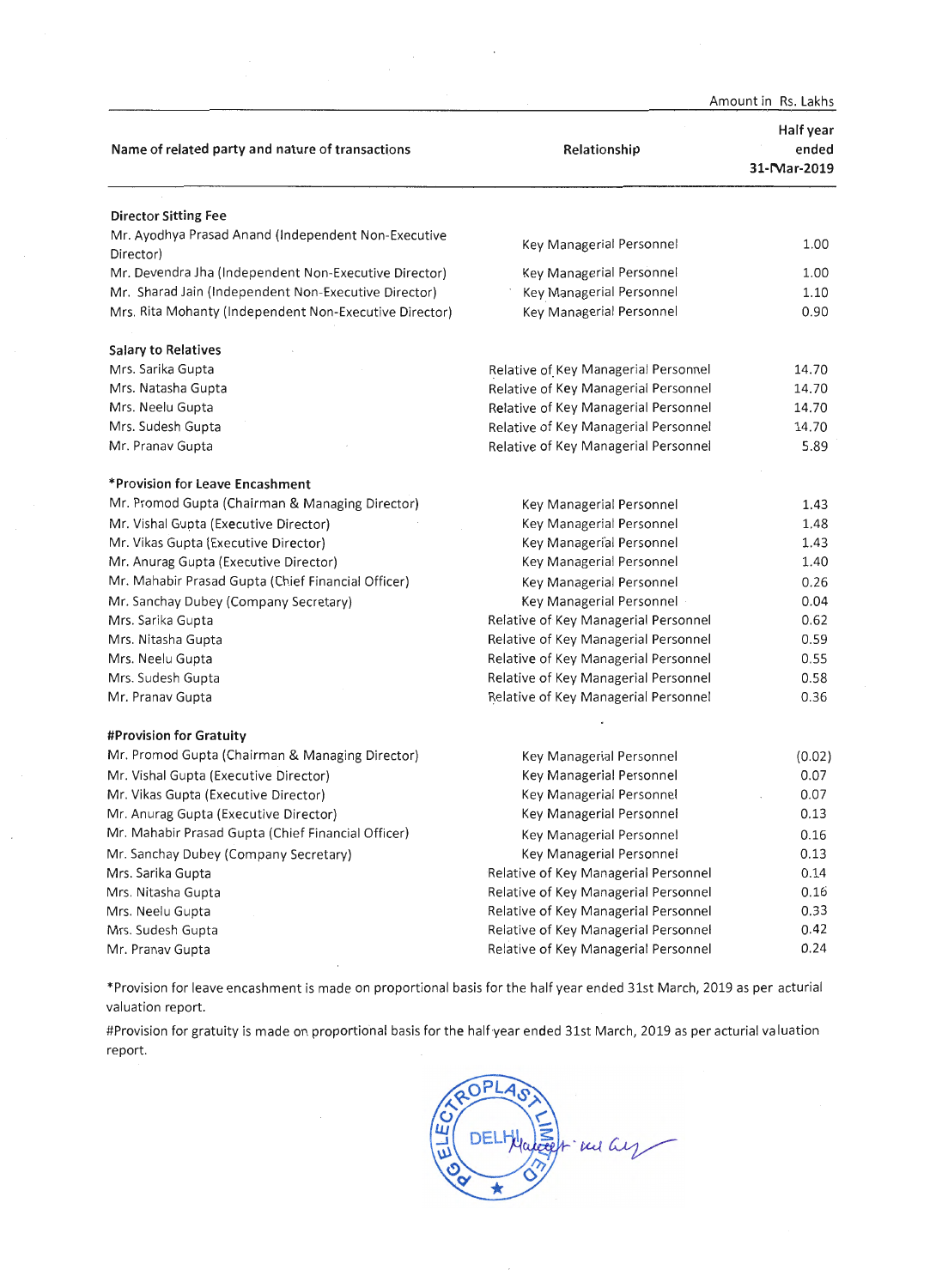Amount in Rs. Lakhs

| Name of related party and nature of transactions | Relationship | Half year ended 31-Mar-2019 |
|---|---|---|
| **Director Sitting Fee** | | |
| Mr. Ayodhya Prasad Anand (Independent Non-Executive Director) | Key Managerial Personnel | 1.00 |
| Mr. Devendra Jha (Independent Non-Executive Director) | Key Managerial Personnel | 1.00 |
| Mr. Sharad Jain (Independent Non-Executive Director) | Key Managerial Personnel | 1.10 |
| Mrs. Rita Mohanty (Independent Non-Executive Director) | Key Managerial Personnel | 0.90 |
| **Salary to Relatives** | | |
| Mrs. Sarika Gupta | Relative of Key Managerial Personnel | 14.70 |
| Mrs. Natasha Gupta | Relative of Key Managerial Personnel | 14.70 |
| Mrs. Neelu Gupta | Relative of Key Managerial Personnel | 14.70 |
| Mrs. Sudesh Gupta | Relative of Key Managerial Personnel | 14.70 |
| Mr. Pranav Gupta | Relative of Key Managerial Personnel | 5.89 |
| ***Provision for Leave Encashment** | | |
| Mr. Promod Gupta (Chairman & Managing Director) | Key Managerial Personnel | 1.43 |
| Mr. Vishal Gupta (Executive Director) | Key Managerial Personnel | 1.48 |
| Mr. Vikas Gupta (Executive Director) | Key Managerial Personnel | 1.43 |
| Mr. Anurag Gupta (Executive Director) | Key Managerial Personnel | 1.40 |
| Mr. Mahabir Prasad Gupta (Chief Financial Officer) | Key Managerial Personnel | 0.26 |
| Mr. Sanchay Dubey (Company Secretary) | Key Managerial Personnel | 0.04 |
| Mrs. Sarika Gupta | Relative of Key Managerial Personnel | 0.62 |
| Mrs. Nitasha Gupta | Relative of Key Managerial Personnel | 0.59 |
| Mrs. Neelu Gupta | Relative of Key Managerial Personnel | 0.55 |
| Mrs. Sudesh Gupta | Relative of Key Managerial Personnel | 0.58 |
| Mr. Pranav Gupta | Relative of Key Managerial Personnel | 0.36 |
| **#Provision for Gratuity** | | |
| Mr. Promod Gupta (Chairman & Managing Director) | Key Managerial Personnel | (0.02) |
| Mr. Vishal Gupta (Executive Director) | Key Managerial Personnel | 0.07 |
| Mr. Vikas Gupta (Executive Director) | Key Managerial Personnel | 0.07 |
| Mr. Anurag Gupta (Executive Director) | Key Managerial Personnel | 0.13 |
| Mr. Mahabir Prasad Gupta (Chief Financial Officer) | Key Managerial Personnel | 0.16 |
| Mr. Sanchay Dubey (Company Secretary) | Key Managerial Personnel | 0.13 |
| Mrs. Sarika Gupta | Relative of Key Managerial Personnel | 0.14 |
| Mrs. Nitasha Gupta | Relative of Key Managerial Personnel | 0.16 |
| Mrs. Neelu Gupta | Relative of Key Managerial Personnel | 0.33 |
| Mrs. Sudesh Gupta | Relative of Key Managerial Personnel | 0.42 |
| Mr. Pranav Gupta | Relative of Key Managerial Personnel | 0.24 |

*Provision for leave encashment is made on proportional basis for the half year ended 31st March, 2019 as per acturial valuation report.

#Provision for gratuity is made on proportional basis for the half year ended 31st March, 2019 as per acturial valuation report.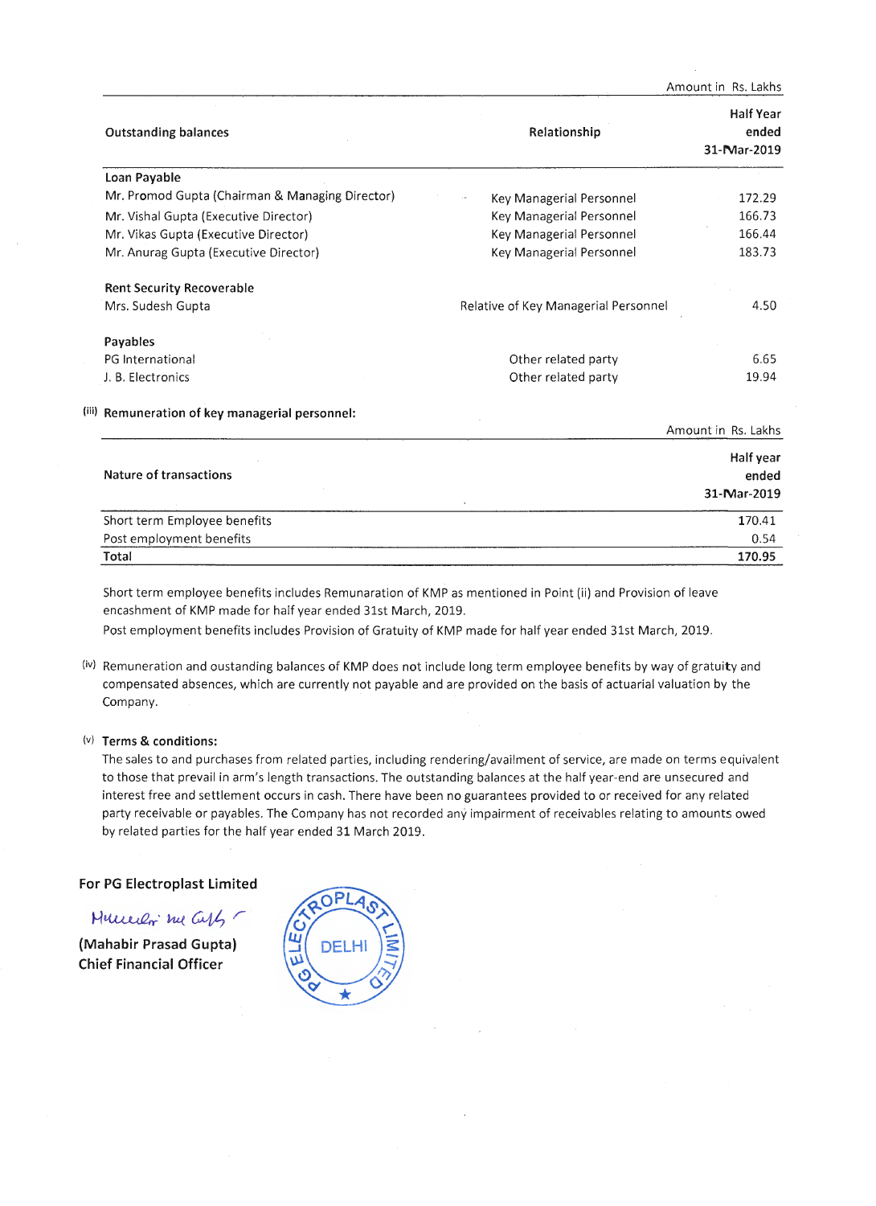Amount in Rs. Lakhs

| Outstanding balances | Relationship | Half Year ended 31-Mar-2019 |
|---|---|---|
| **Loan Payable** | | |
| Mr. Promod Gupta (Chairman & Managing Director) | Key Managerial Personnel | 172.29 |
| Mr. Vishal Gupta (Executive Director) | Key Managerial Personnel | 166.73 |
| Mr. Vikas Gupta (Executive Director) | Key Managerial Personnel | 166.44 |
| Mr. Anurag Gupta (Executive Director) | Key Managerial Personnel | 183.73 |
| **Rent Security Recoverable** | | |
| Mrs. Sudesh Gupta | Relative of Key Managerial Personnel | 4.50 |
| **Payables** | | |
| PG International | Other related party | 6.65 |
| J. B. Electronics | Other related party | 19.94 |

(iii) **Remuneration of key managerial personnel:**

Amount in Rs. Lakhs

| Nature of transactions | Half year ended 31-Mar-2019 |
|---|---|
| Short term Employee benefits | 170.41 |
| Post employment benefits | 0.54 |
| **Total** | **170.95** |

Short term employee benefits includes Remunaration of KMP as mentioned in Point (ii) and Provision of leave encashment of KMP made for half year ended 31st March, 2019.

Post employment benefits includes Provision of Gratuity of KMP made for half year ended 31st March, 2019.

(iv) Remuneration and oustanding balances of KMP does not include long term employee benefits by way of gratuity and compensated absences, which are currently not payable and are provided on the basis of actuarial valuation by the Company.

(v) **Terms & conditions:**

The sales to and purchases from related parties, including rendering/availment of service, are made on terms equivalent to those that prevail in arm's length transactions. The outstanding balances at the half year-end are unsecured and interest free and settlement occurs in cash. There have been no guarantees provided to or received for any related party receivable or payables. The Company has not recorded any impairment of receivables relating to amounts owed by related parties for the half year ended 31 March 2019.

**For PG Electroplast Limited**

**(Mahabir Prasad Gupta)**
**Chief Financial Officer**